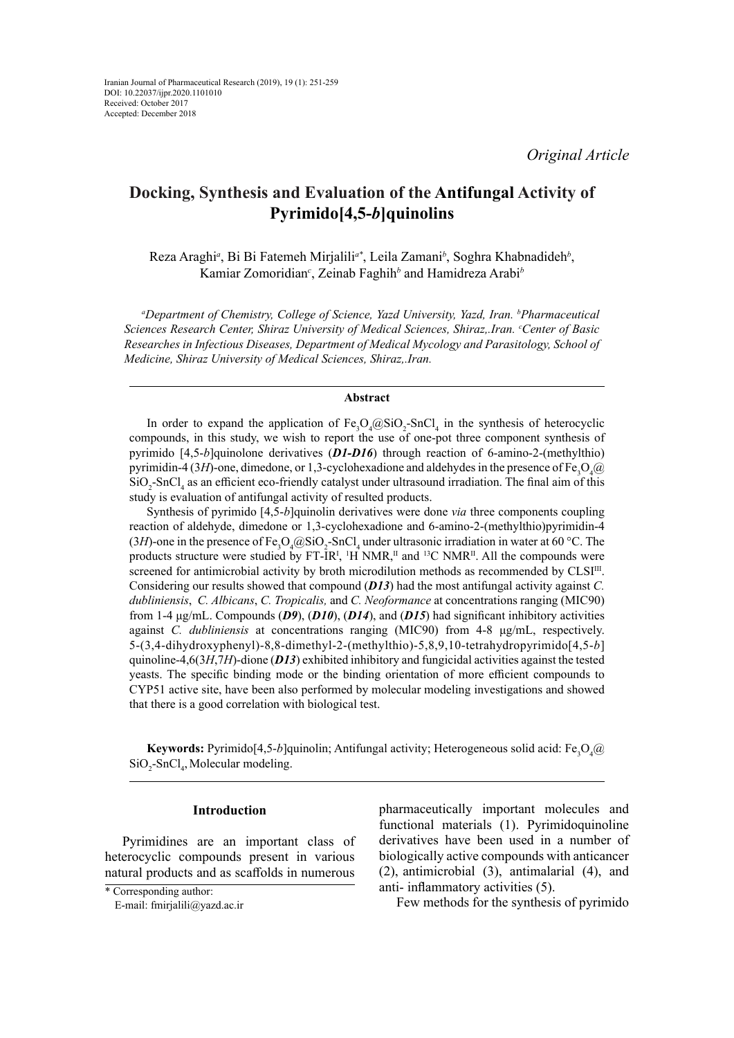Iranian Journal of Pharmaceutical Research (2019), 19 (1): 251-259
DOI: 10.22037/ijpr.2020.1101010
Received: October 2017
Accepted: December 2018

*Original Article*

# Docking, Synthesis and Evaluation of the Antifungal Activity of Pyrimido[4,5-*b*]quinolins

Reza Araghi[a], Bi Bi Fatemeh Mirjalili[a*], Leila Zamani[b], Soghra Khabnadideh[b], Kamiar Zomoridian[c], Zeinab Faghih[b] and Hamidreza Arabi[b]

*[a]Department of Chemistry, College of Science, Yazd University, Yazd, Iran. [b]Pharmaceutical Sciences Research Center, Shiraz University of Medical Sciences, Shiraz,.Iran. [c]Center of Basic Researches in Infectious Diseases, Department of Medical Mycology and Parasitology, School of Medicine, Shiraz University of Medical Sciences, Shiraz,.Iran.*

## Abstract

In order to expand the application of $Fe_3O_4$@$SiO_2$-$SnCl_4$ in the synthesis of heterocyclic compounds, in this study, we wish to report the use of one-pot three component synthesis of pyrimido [4,5-*b*]quinolone derivatives (***D1-D16***) through reaction of 6-amino-2-(methylthio) pyrimidin-4 (3*H*)-one, dimedone, or 1,3-cyclohexadione and aldehydes in the presence of $Fe_3O_4$@$SiO_2$-$SnCl_4$ as an efficient eco-friendly catalyst under ultrasound irradiation. The final aim of this study is evaluation of antifungal activity of resulted products.

Synthesis of pyrimido [4,5-*b*]quinolin derivatives were done *via* three components coupling reaction of aldehyde, dimedone or 1,3-cyclohexadione and 6-amino-2-(methylthio)pyrimidin-4 (3*H*)-one in the presence of $Fe_3O_4$@$SiO_2$-$SnCl_4$ under ultrasonic irradiation in water at 60 °C. The products structure were studied by FT-IR[I], $^1$H NMR,[II] and $^{13}$C NMR[II]. All the compounds were screened for antimicrobial activity by broth microdilution methods as recommended by CLSI[III]. Considering our results showed that compound (***D13***) had the most antifungal activity against *C. dubliniensis*, *C. Albicans*, *C. Tropicalis,* and *C. Neoformance* at concentrations ranging (MIC90) from 1-4 μg/mL. Compounds (***D9***), (***D10***), (***D14***), and (***D15***) had significant inhibitory activities against *C. dubliniensis* at concentrations ranging (MIC90) from 4-8 μg/mL, respectively. 5-(3,4-dihydroxyphenyl)-8,8-dimethyl-2-(methylthio)-5,8,9,10-tetrahydropyrimido[4,5-*b*] quinoline-4,6(3*H*,7*H*)-dione (***D13***) exhibited inhibitory and fungicidal activities against the tested yeasts. The specific binding mode or the binding orientation of more efficient compounds to CYP51 active site, have been also performed by molecular modeling investigations and showed that there is a good correlation with biological test.

**Keywords:** Pyrimido[4,5-*b*]quinolin; Antifungal activity; Heterogeneous solid acid: $Fe_3O_4$@$SiO_2$-$SnCl_4$, Molecular modeling.

## Introduction

Pyrimidines are an important class of heterocyclic compounds present in various natural products and as scaffolds in numerous pharmaceutically important molecules and functional materials (1). Pyrimidoquinoline derivatives have been used in a number of biologically active compounds with anticancer (2), antimicrobial (3), antimalarial (4), and anti- inflammatory activities (5).

Few methods for the synthesis of pyrimido

\* Corresponding author:
E-mail: fmirjalili@yazd.ac.ir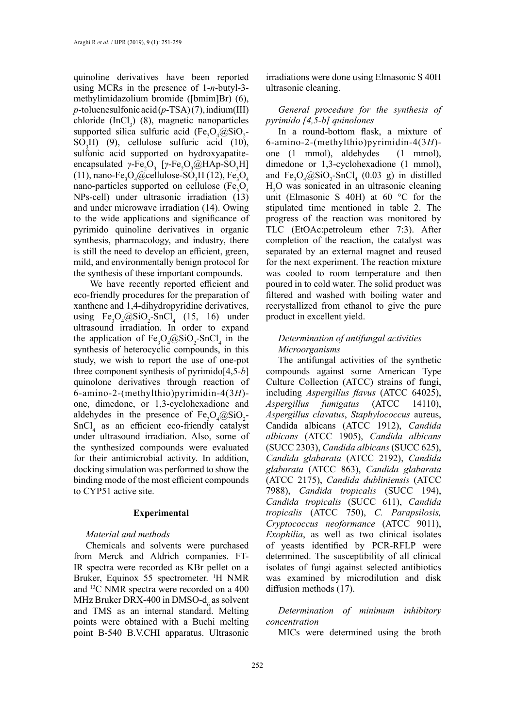quinoline derivatives have been reported using MCRs in the presence of 1-*n*-butyl-3-methylimidazolium bromide ([bmim]Br) (6), *p*-toluenesulfonic acid (*p*-TSA) (7), indium(III) chloride ($InCl_3$) (8), magnetic nanoparticles supported silica sulfuric acid ($Fe_3O_4$@$SiO_2$-$SO_3H$) (9), cellulose sulfuric acid (10), sulfonic acid supported on hydroxyapatite-encapsulated *γ*-$Fe_2O_3$ [*γ*-$Fe_2O_3$@HAp-$SO_3H$] (11), nano-$Fe_3O_4$@cellulose-$SO_3H$ (12), $Fe_3O_4$ nano-particles supported on cellulose ($Fe_3O_4$ NPs-cell) under ultrasonic irradiation (13) and under microwave irradiation (14). Owing to the wide applications and significance of pyrimido quinoline derivatives in organic synthesis, pharmacology, and industry, there is still the need to develop an efficient, green, mild, and environmentally benign protocol for the synthesis of these important compounds.

We have recently reported efficient and eco-friendly procedures for the preparation of xanthene and 1,4-dihydropyridine derivatives, using $Fe_3O_4$@$SiO_2$-$SnCl_4$ (15, 16) under ultrasound irradiation. In order to expand the application of $Fe_3O_4$@$SiO_2$-$SnCl_4$ in the synthesis of heterocyclic compounds, in this study, we wish to report the use of one-pot three component synthesis of pyrimido[4,5-*b*] quinolone derivatives through reaction of 6-amino-2-(methylthio)pyrimidin-4(3*H*)-one, dimedone, or 1,3-cyclohexadione and aldehydes in the presence of $Fe_3O_4$@$SiO_2$-$SnCl_4$ as an efficient eco-friendly catalyst under ultrasound irradiation. Also, some of the synthesized compounds were evaluated for their antimicrobial activity. In addition, docking simulation was performed to show the binding mode of the most efficient compounds to CYP51 active site.

## Experimental

### *Material and methods*

Chemicals and solvents were purchased from Merck and Aldrich companies. FT-IR spectra were recorded as KBr pellet on a Bruker, Equinox 55 spectrometer. $^1$H NMR and $^{13}$C NMR spectra were recorded on a 400 MHz Bruker DRX-400 in DMSO-$d_6$ as solvent and TMS as an internal standard. Melting points were obtained with a Buchi melting point B-540 B.V.CHI apparatus. Ultrasonic irradiations were done using Elmasonic S 40H ultrasonic cleaning.

### *General procedure for the synthesis of pyrimido [4,5-b] quinolones*

In a round-bottom flask, a mixture of 6-amino-2-(methylthio)pyrimidin-4(3*H*)-one (1 mmol), aldehydes (1 mmol), dimedone or 1,3-cyclohexadione (1 mmol), and $Fe_3O_4$@$SiO_2$-$SnCl_4$ (0.03 g) in distilled $H_2O$ was sonicated in an ultrasonic cleaning unit (Elmasonic S 40H) at 60 °C for the stipulated time mentioned in table 2. The progress of the reaction was monitored by TLC (EtOAc:petroleum ether 7:3). After completion of the reaction, the catalyst was separated by an external magnet and reused for the next experiment. The reaction mixture was cooled to room temperature and then poured in to cold water. The solid product was filtered and washed with boiling water and recrystallized from ethanol to give the pure product in excellent yield.

### *Determination of antifungal activities Microorganisms*

The antifungal activities of the synthetic compounds against some American Type Culture Collection (ATCC) strains of fungi, including *Aspergillus flavus* (ATCC 64025), *Aspergillus fumigatus* (ATCC 14110), *Aspergillus clavatus*, *Staphylococcus* aureus, Candida albicans (ATCC 1912), *Candida albicans* (ATCC 1905), *Candida albicans* (SUCC 2303), *Candida albicans* (SUCC 625), *Candida glabarata* (ATCC 2192), *Candida glabarata* (ATCC 863), *Candida glabarata* (ATCC 2175), *Candida dubliniensis* (ATCC 7988), *Candida tropicalis* (SUCC 194), *Candida tropicalis* (SUCC 611), *Candida tropicalis* (ATCC 750), *C. Parapsilosis, Cryptococcus neoformance* (ATCC 9011), *Exophilia*, as well as two clinical isolates of yeasts identified by PCR-RFLP were determined. The susceptibility of all clinical isolates of fungi against selected antibiotics was examined by microdilution and disk diffusion methods (17).

### *Determination of minimum inhibitory concentration*

MICs were determined using the broth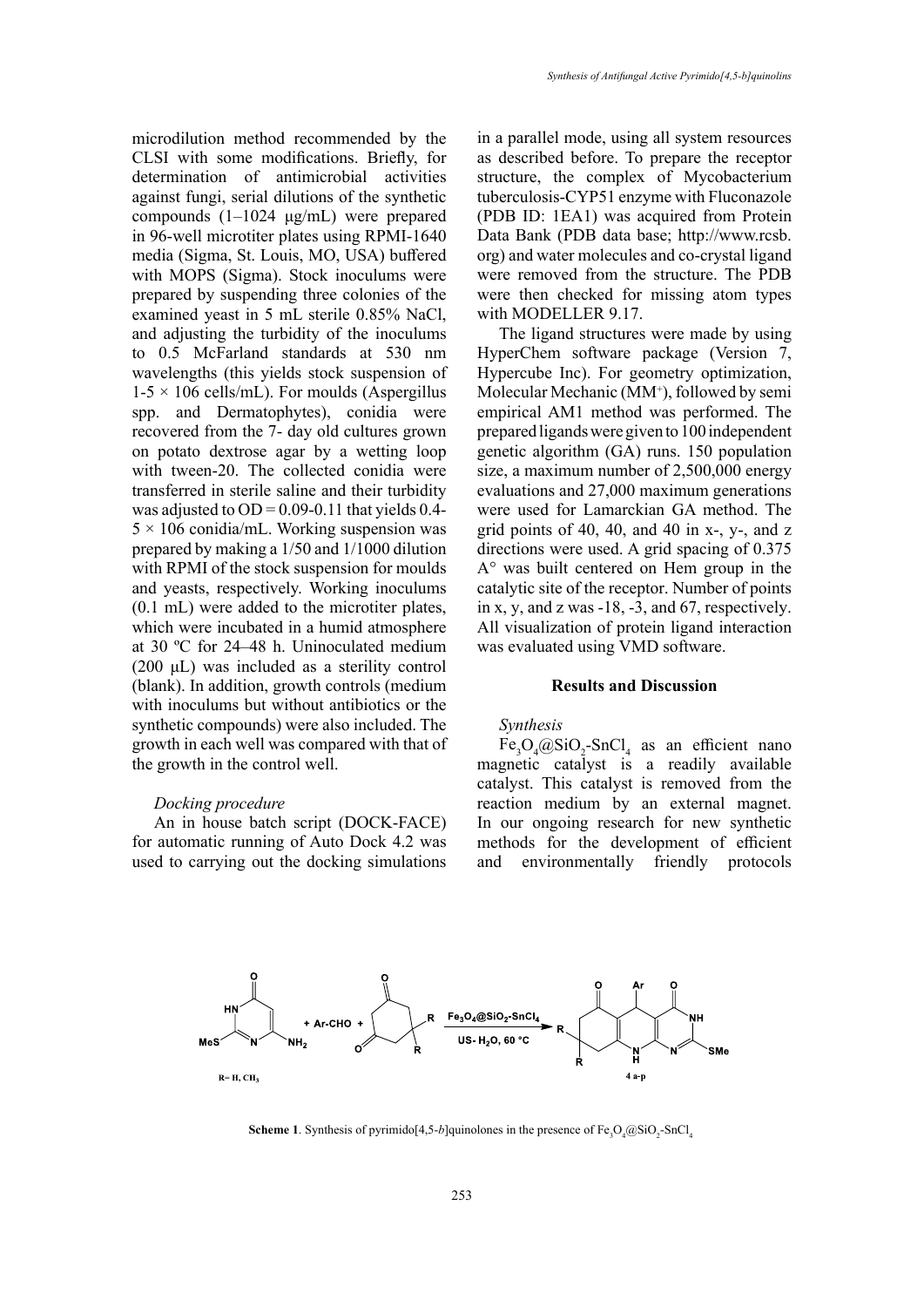microdilution method recommended by the CLSI with some modifications. Briefly, for determination of antimicrobial activities against fungi, serial dilutions of the synthetic compounds (1–1024 μg/mL) were prepared in 96-well microtiter plates using RPMI-1640 media (Sigma, St. Louis, MO, USA) buffered with MOPS (Sigma). Stock inoculums were prepared by suspending three colonies of the examined yeast in 5 mL sterile 0.85% NaCl, and adjusting the turbidity of the inoculums to 0.5 McFarland standards at 530 nm wavelengths (this yields stock suspension of 1-5 × 106 cells/mL). For moulds (Aspergillus spp. and Dermatophytes), conidia were recovered from the 7- day old cultures grown on potato dextrose agar by a wetting loop with tween-20. The collected conidia were transferred in sterile saline and their turbidity was adjusted to OD = 0.09-0.11 that yields 0.4-5 × 106 conidia/mL. Working suspension was prepared by making a 1/50 and 1/1000 dilution with RPMI of the stock suspension for moulds and yeasts, respectively. Working inoculums (0.1 mL) were added to the microtiter plates, which were incubated in a humid atmosphere at 30 ºC for 24–48 h. Uninoculated medium (200 μL) was included as a sterility control (blank). In addition, growth controls (medium with inoculums but without antibiotics or the synthetic compounds) were also included. The growth in each well was compared with that of the growth in the control well.

*Docking procedure*

An in house batch script (DOCK-FACE) for automatic running of Auto Dock 4.2 was used to carrying out the docking simulations in a parallel mode, using all system resources as described before. To prepare the receptor structure, the complex of Mycobacterium tuberculosis-CYP51 enzyme with Fluconazole (PDB ID: 1EA1) was acquired from Protein Data Bank (PDB data base; http://www.rcsb.org) and water molecules and co-crystal ligand were removed from the structure. The PDB were then checked for missing atom types with MODELLER 9.17.

The ligand structures were made by using HyperChem software package (Version 7, Hypercube Inc). For geometry optimization, Molecular Mechanic ($MM^+$), followed by semi empirical AM1 method was performed. The prepared ligands were given to 100 independent genetic algorithm (GA) runs. 150 population size, a maximum number of 2,500,000 energy evaluations and 27,000 maximum generations were used for Lamarckian GA method. The grid points of 40, 40, and 40 in x-, y-, and z directions were used. A grid spacing of 0.375 A° was built centered on Hem group in the catalytic site of the receptor. Number of points in x, y, and z was -18, -3, and 67, respectively. All visualization of protein ligand interaction was evaluated using VMD software.

## Results and Discussion

*Synthesis*

$Fe_3O_4$@$SiO_2$-$SnCl_4$ as an efficient nano magnetic catalyst is a readily available catalyst. This catalyst is removed from the reaction medium by an external magnet. In our ongoing research for new synthetic methods for the development of efficient and environmentally friendly protocols

**Scheme 1**. Synthesis of pyrimido[4,5-*b*]quinolones in the presence of $Fe_3O_4$@$SiO_2$-$SnCl_4$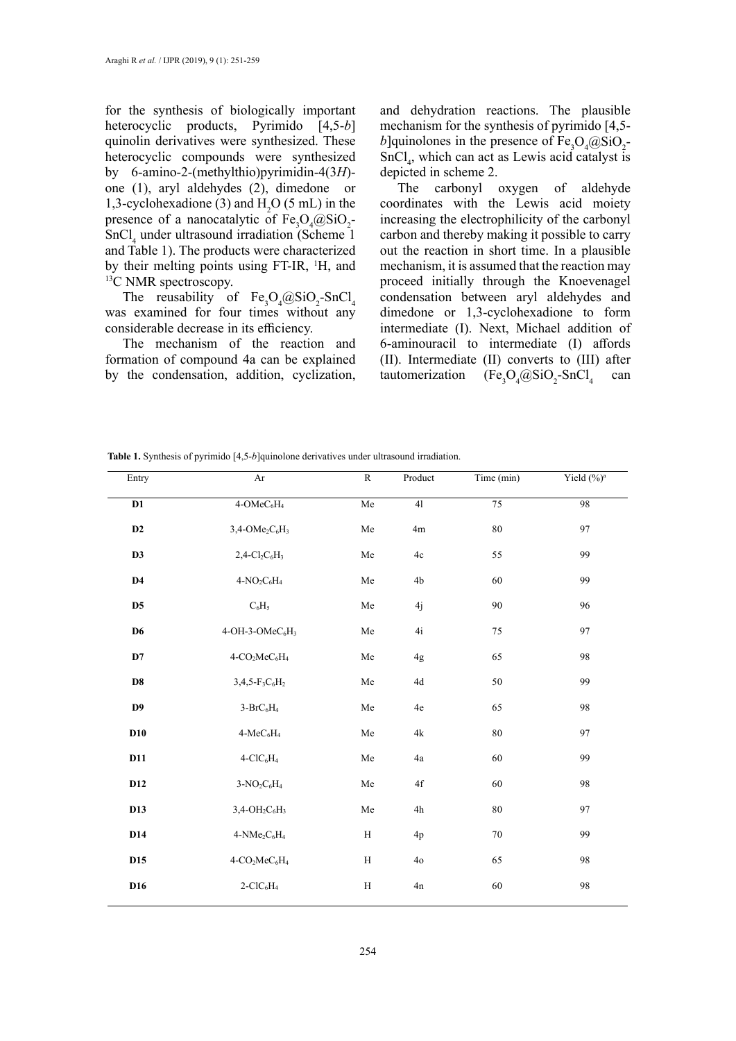for the synthesis of biologically important heterocyclic products, Pyrimido [4,5-*b*] quinolin derivatives were synthesized. These heterocyclic compounds were synthesized by 6-amino-2-(methylthio)pyrimidin-4(3*H*)-one (1), aryl aldehydes (2), dimedone or 1,3-cyclohexadione (3) and $H_2O$ (5 mL) in the presence of a nanocatalytic of $Fe_3O_4$@$SiO_2$-$SnCl_4$ under ultrasound irradiation (Scheme 1 and Table 1). The products were characterized by their melting points using FT-IR, [1]H, and [13]C NMR spectroscopy.

The reusability of $Fe_3O_4$@$SiO_2$-$SnCl_4$ was examined for four times without any considerable decrease in its efficiency.

The mechanism of the reaction and formation of compound 4a can be explained by the condensation, addition, cyclization, and dehydration reactions. The plausible mechanism for the synthesis of pyrimido [4,5-*b*]quinolones in the presence of $Fe_3O_4$@$SiO_2$-$SnCl_4$, which can act as Lewis acid catalyst is depicted in scheme 2.

The carbonyl oxygen of aldehyde coordinates with the Lewis acid moiety increasing the electrophilicity of the carbonyl carbon and thereby making it possible to carry out the reaction in short time. In a plausible mechanism, it is assumed that the reaction may proceed initially through the Knoevenagel condensation between aryl aldehydes and dimedone or 1,3-cyclohexadione to form intermediate (I). Next, Michael addition of 6-aminouracil to intermediate (I) affords (II). Intermediate (II) converts to (III) after tautomerization ($Fe_3O_4$@$SiO_2$-$SnCl_4$ can

**Table 1.** Synthesis of pyrimido [4,5-*b*]quinolone derivatives under ultrasound irradiation.

| Entry | Ar | R | Product | Time (min) | Yield (%)[a] |
|---|---|---|---|---|---|
| **D1** | 4-OMe$C_6H_4$ | Me | 4l | 75 | 98 |
| **D2** | 3,4-$OMe_2C_6H_3$ | Me | 4m | 80 | 97 |
| **D3** | 2,4-$Cl_2C_6H_3$ | Me | 4c | 55 | 99 |
| **D4** | 4-$NO_2C_6H_4$ | Me | 4b | 60 | 99 |
| **D5** | $C_6H_5$ | Me | 4j | 90 | 96 |
| **D6** | 4-OH-3-OMe$C_6H_3$ | Me | 4i | 75 | 97 |
| **D7** | 4-$CO_2MeC_6H_4$ | Me | 4g | 65 | 98 |
| **D8** | 3,4,5-$F_3C_6H_2$ | Me | 4d | 50 | 99 |
| **D9** | 3-Br$C_6H_4$ | Me | 4e | 65 | 98 |
| **D10** | 4-Me$C_6H_4$ | Me | 4k | 80 | 97 |
| **D11** | 4-Cl$C_6H_4$ | Me | 4a | 60 | 99 |
| **D12** | 3-$NO_2C_6H_4$ | Me | 4f | 60 | 98 |
| **D13** | 3,4-$OH_2C_6H_3$ | Me | 4h | 80 | 97 |
| **D14** | 4-$NMe_2C_6H_4$ | H | 4p | 70 | 99 |
| **D15** | 4-$CO_2MeC_6H_4$ | H | 4o | 65 | 98 |
| **D16** | 2-Cl$C_6H_4$ | H | 4n | 60 | 98 |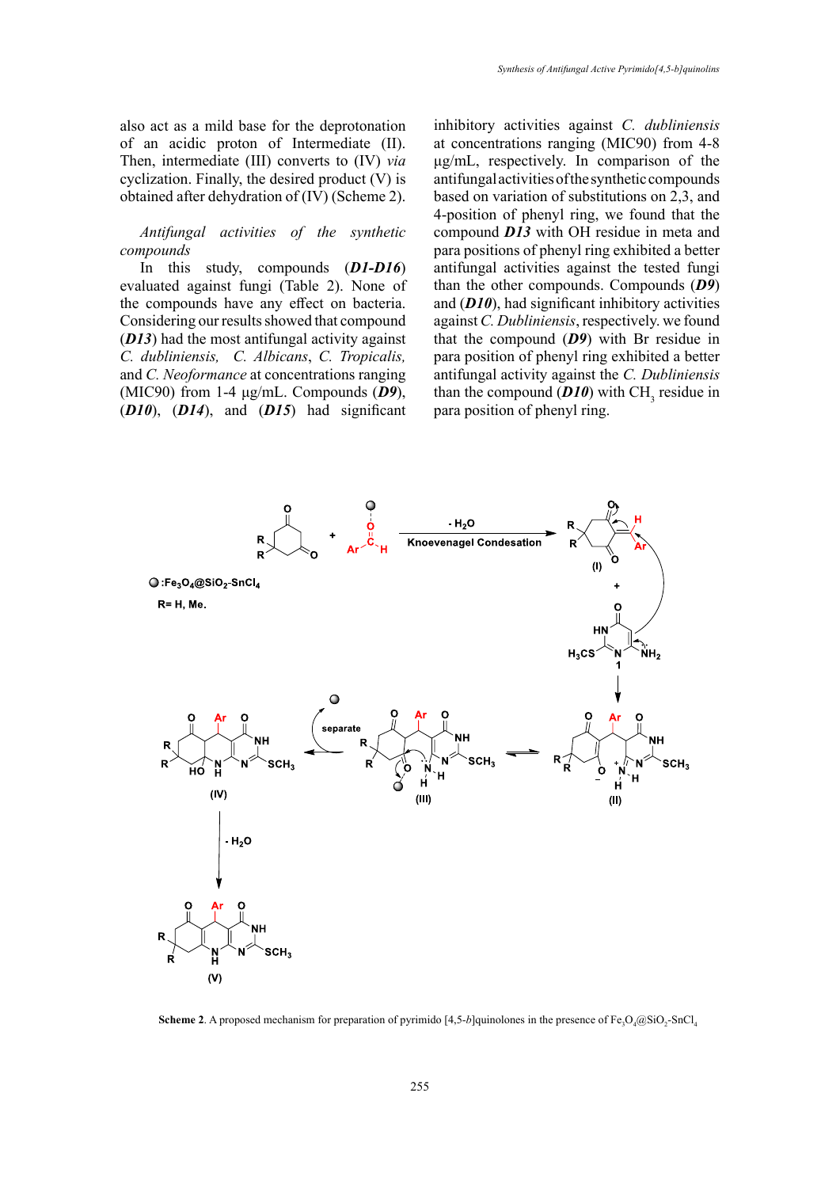also act as a mild base for the deprotonation of an acidic proton of Intermediate (II). Then, intermediate (III) converts to (IV) *via* cyclization. Finally, the desired product (V) is obtained after dehydration of (IV) (Scheme 2).

*Antifungal activities of the synthetic compounds*

In this study, compounds (***D1-D16***) evaluated against fungi (Table 2). None of the compounds have any effect on bacteria. Considering our results showed that compound (***D13***) had the most antifungal activity against *C. dubliniensis, C. Albicans*, *C. Tropicalis,* and *C. Neoformance* at concentrations ranging (MIC90) from 1-4 µg/mL. Compounds (***D9***), (***D10***), (***D14***), and (***D15***) had significant inhibitory activities against *C. dubliniensis* at concentrations ranging (MIC90) from 4-8 µg/mL, respectively. In comparison of the antifungal activities of the synthetic compounds based on variation of substitutions on 2,3, and 4-position of phenyl ring, we found that the compound ***D13*** with OH residue in meta and para positions of phenyl ring exhibited a better antifungal activities against the tested fungi than the other compounds. Compounds (***D9***) and (***D10***), had significant inhibitory activities against *C. Dubliniensis*, respectively. we found that the compound (***D9***) with Br residue in para position of phenyl ring exhibited a better antifungal activity against the *C. Dubliniensis* than the compound (***D10***) with $CH_3$ residue in para position of phenyl ring.

**Scheme 2**. A proposed mechanism for preparation of pyrimido [4,5-*b*]quinolones in the presence of $Fe_3O_4$@$SiO_2$-$SnCl_4$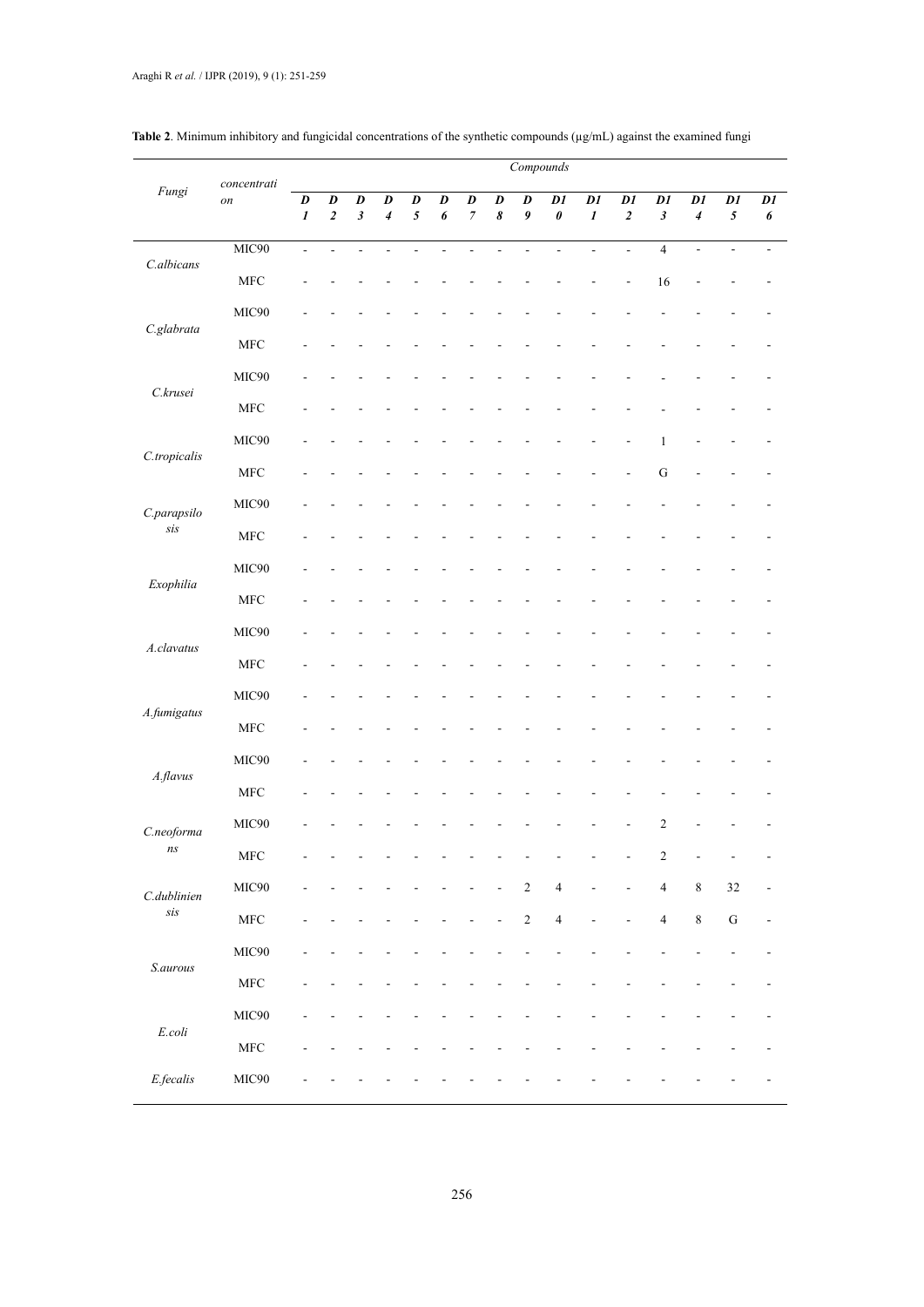**Table 2**. Minimum inhibitory and fungicidal concentrations of the synthetic compounds (µg/mL) against the examined fungi

| *Fungi* | *concentration* | *Compounds* | | | | | | | | | | | | | | | |
|---|---|---|---|---|---|---|---|---|---|---|---|---|---|---|---|---|---|
| | | ***D1*** | ***D2*** | ***D3*** | ***D4*** | ***D5*** | ***D6*** | ***D7*** | ***D8*** | ***D9*** | ***D10*** | ***D11*** | ***D12*** | ***D13*** | ***D14*** | ***D15*** | ***D16*** |
| *C.albicans* | MIC90 | - | - | - | - | - | - | - | - | - | - | - | - | 4 | - | - | - |
| | MFC | - | - | - | - | - | - | - | - | - | - | - | - | 16 | - | - | - |
| *C.glabrata* | MIC90 | - | - | - | - | - | - | - | - | - | - | - | - | - | - | - | - |
| | MFC | - | - | - | - | - | - | - | - | - | - | - | - | - | - | - | - |
| *C.krusei* | MIC90 | - | - | - | - | - | - | - | - | - | - | - | - | - | - | - | - |
| | MFC | - | - | - | - | - | - | - | - | - | - | - | - | - | - | - | - |
| *C.tropicalis* | MIC90 | - | - | - | - | - | - | - | - | - | - | - | - | 1 | - | - | - |
| | MFC | - | - | - | - | - | - | - | - | - | - | - | - | G | - | - | - |
| *C.parapsilosis* | MIC90 | - | - | - | - | - | - | - | - | - | - | - | - | - | - | - | - |
| | MFC | - | - | - | - | - | - | - | - | - | - | - | - | - | - | - | - |
| *Exophilia* | MIC90 | - | - | - | - | - | - | - | - | - | - | - | - | - | - | - | - |
| | MFC | - | - | - | - | - | - | - | - | - | - | - | - | - | - | - | - |
| *A.clavatus* | MIC90 | - | - | - | - | - | - | - | - | - | - | - | - | - | - | - | - |
| | MFC | - | - | - | - | - | - | - | - | - | - | - | - | - | - | - | - |
| *A.fumigatus* | MIC90 | - | - | - | - | - | - | - | - | - | - | - | - | - | - | - | - |
| | MFC | - | - | - | - | - | - | - | - | - | - | - | - | - | - | - | - |
| *A.flavus* | MIC90 | - | - | - | - | - | - | - | - | - | - | - | - | - | - | - | - |
| | MFC | - | - | - | - | - | - | - | - | - | - | - | - | - | - | - | - |
| *C.neoformans* | MIC90 | - | - | - | - | - | - | - | - | - | - | - | - | 2 | - | - | - |
| | MFC | - | - | - | - | - | - | - | - | - | - | - | - | 2 | - | - | - |
| *C.dublieniensis* | MIC90 | - | - | - | - | - | - | - | - | 2 | 4 | - | - | 4 | 8 | 32 | - |
| | MFC | - | - | - | - | - | - | - | - | 2 | 4 | - | - | 4 | 8 | G | - |
| *S.aurous* | MIC90 | - | - | - | - | - | - | - | - | - | - | - | - | - | - | - | - |
| | MFC | - | - | - | - | - | - | - | - | - | - | - | - | - | - | - | - |
| *E.coli* | MIC90 | - | - | - | - | - | - | - | - | - | - | - | - | - | - | - | - |
| | MFC | - | - | - | - | - | - | - | - | - | - | - | - | - | - | - | - |
| *E.fecalis* | MIC90 | - | - | - | - | - | - | - | - | - | - | - | - | - | - | - | - |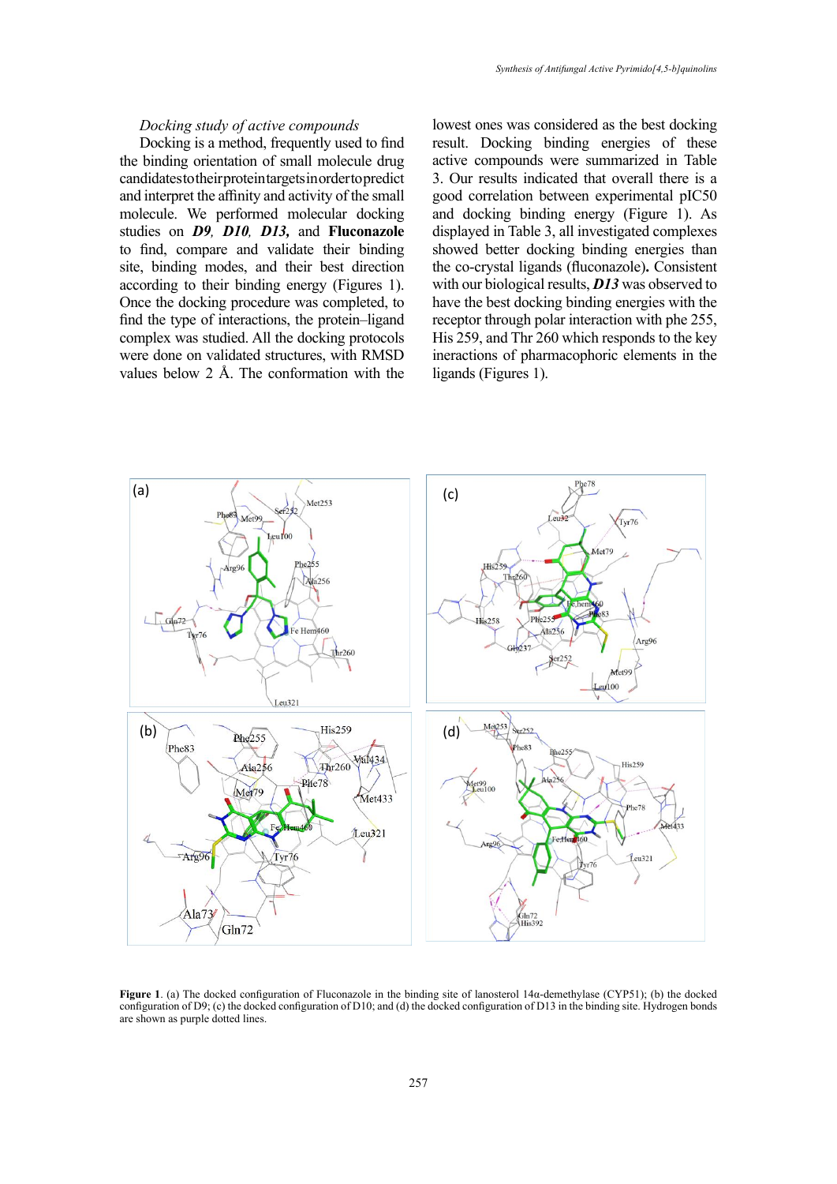*Docking study of active compounds*

Docking is a method, frequently used to find the binding orientation of small molecule drug candidates to their protein targets in order to predict and interpret the affinity and activity of the small molecule. We performed molecular docking studies on ***D9***, ***D10***, ***D13***, and **Fluconazole** to find, compare and validate their binding site, binding modes, and their best direction according to their binding energy (Figures 1). Once the docking procedure was completed, to find the type of interactions, the protein–ligand complex was studied. All the docking protocols were done on validated structures, with RMSD values below 2 Å. The conformation with the lowest ones was considered as the best docking result. Docking binding energies of these active compounds were summarized in Table 3. Our results indicated that overall there is a good correlation between experimental pIC50 and docking binding energy (Figure 1). As displayed in Table 3, all investigated complexes showed better docking binding energies than the co-crystal ligands (fluconazole**)**. Consistent with our biological results, ***D13*** was observed to have the best docking binding energies with the receptor through polar interaction with phe 255, His 259, and Thr 260 which responds to the key ineractions of pharmacophoric elements in the ligands (Figures 1).

**Figure 1**. (a) The docked configuration of Fluconazole in the binding site of lanosterol 14α-demethylase (CYP51); (b) the docked configuration of D9; (c) the docked configuration of D10; and (d) the docked configuration of D13 in the binding site. Hydrogen bonds are shown as purple dotted lines.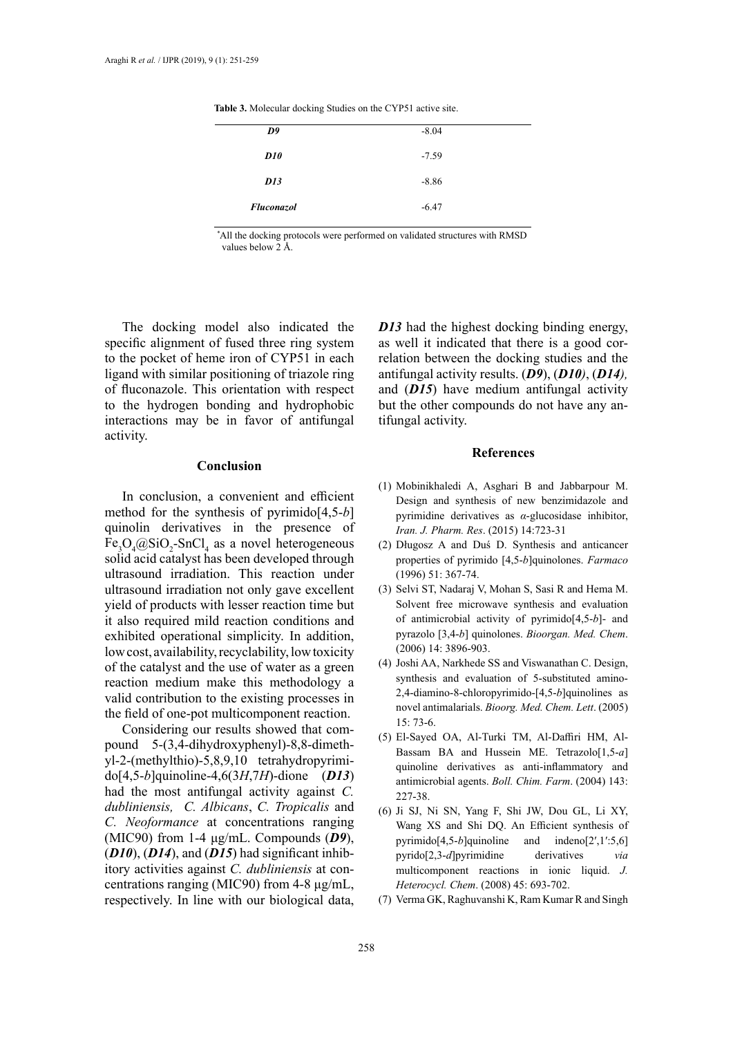**Table 3.** Molecular docking Studies on the CYP51 active site.

| | |
|---|---|
| ***D9*** | -8.04 |
| ***D10*** | -7.59 |
| ***D13*** | -8.86 |
| ***Fluconazol*** | -6.47 |

*All the docking protocols were performed on validated structures with RMSD values below 2 Å.

The docking model also indicated the specific alignment of fused three ring system to the pocket of heme iron of CYP51 in each ligand with similar positioning of triazole ring of fluconazole. This orientation with respect to the hydrogen bonding and hydrophobic interactions may be in favor of antifungal activity.

## Conclusion

In conclusion, a convenient and efficient method for the synthesis of pyrimido[4,5-*b*] quinolin derivatives in the presence of $Fe_3O_4@SiO_2$-$SnCl_4$ as a novel heterogeneous solid acid catalyst has been developed through ultrasound irradiation. This reaction under ultrasound irradiation not only gave excellent yield of products with lesser reaction time but it also required mild reaction conditions and exhibited operational simplicity. In addition, low cost, availability, recyclability, low toxicity of the catalyst and the use of water as a green reaction medium make this methodology a valid contribution to the existing processes in the field of one-pot multicomponent reaction.

Considering our results showed that compound 5-(3,4-dihydroxyphenyl)-8,8-dimethyl-2-(methylthio)-5,8,9,10 tetrahydropyrimido[4,5-*b*]quinoline-4,6(3*H*,7*H*)-dione (***D13***) had the most antifungal activity against *C. dubliniensis, C. Albicans*, *C. Tropicalis* and *C. Neoformance* at concentrations ranging (MIC90) from 1-4 µg/mL. Compounds (***D9***), (***D10***), (***D14***), and (***D15***) had significant inhibitory activities against *C. dubliniensis* at concentrations ranging (MIC90) from 4-8 µg/mL, respectively. In line with our biological data, ***D13*** had the highest docking binding energy, as well it indicated that there is a good correlation between the docking studies and the antifungal activity results. (***D9***), (***D10)***, (***D14),*** and (***D15***) have medium antifungal activity but the other compounds do not have any antifungal activity.

## References

(1) Mobinikhaledi A, Asghari B and Jabbarpour M. Design and synthesis of new benzimidazole and pyrimidine derivatives as *α*-glucosidase inhibitor, *Iran. J. Pharm. Res*. (2015) 14:723-31

(2) Długosz A and Duś D. Synthesis and anticancer properties of pyrimido [4,5-*b*]quinolones. *Farmaco* (1996) 51: 367-74.

(3) Selvi ST, Nadaraj V, Mohan S, Sasi R and Hema M. Solvent free microwave synthesis and evaluation of antimicrobial activity of pyrimido[4,5-*b*]- and pyrazolo [3,4-*b*] quinolones. *Bioorgan. Med. Chem*. (2006) 14: 3896-903.

(4) Joshi AA, Narkhede SS and Viswanathan C. Design, synthesis and evaluation of 5-substituted amino-2,4-diamino-8-chloropyrimido-[4,5-*b*]quinolines as novel antimalarials. *Bioorg. Med. Chem. Lett*. (2005) 15: 73-6.

(5) El-Sayed OA, Al-Turki TM, Al-Daffiri HM, Al-Bassam BA and Hussein ME. Tetrazolo[1,5-*a*] quinoline derivatives as anti-inflammatory and antimicrobial agents. *Boll. Chim. Farm*. (2004) 143: 227-38.

(6) Ji SJ, Ni SN, Yang F, Shi JW, Dou GL, Li XY, Wang XS and Shi DQ. An Efficient synthesis of pyrimido[4,5-*b*]quinoline and indeno[2′,1′:5,6] pyrido[2,3-*d*]pyrimidine derivatives *via* multicomponent reactions in ionic liquid. *J. Heterocycl. Chem*. (2008) 45: 693-702.

(7) Verma GK, Raghuvanshi K, Ram Kumar R and Singh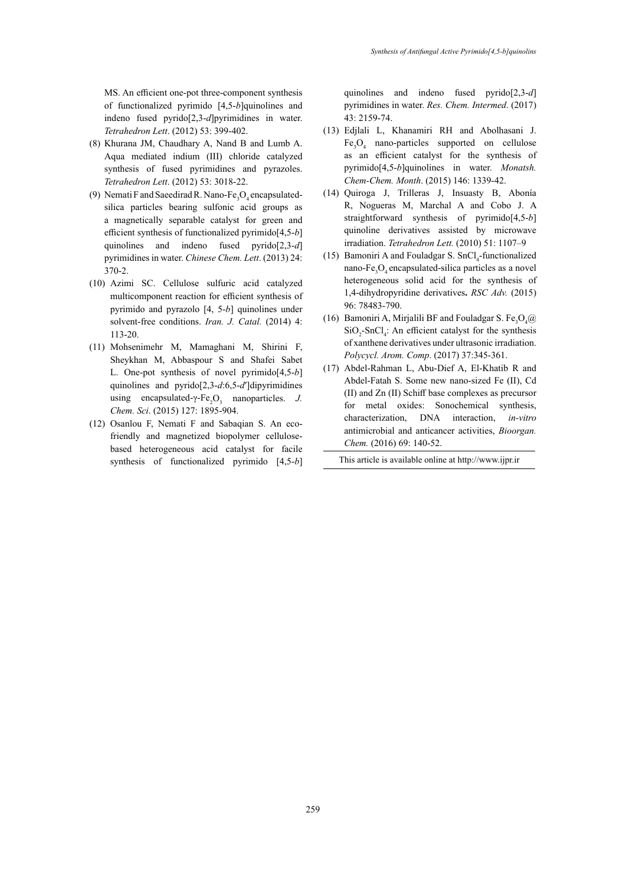MS. An efficient one-pot three-component synthesis of functionalized pyrimido [4,5-*b*]quinolines and indeno fused pyrido[2,3-*d*]pyrimidines in water. *Tetrahedron Lett*. (2012) 53: 399-402.

(8) Khurana JM, Chaudhary A, Nand B and Lumb A. Aqua mediated indium (III) chloride catalyzed synthesis of fused pyrimidines and pyrazoles. *Tetrahedron Lett*. (2012) 53: 3018-22.

(9) Nemati F and Saeedirad R. Nano-$Fe_3O_4$ encapsulated-silica particles bearing sulfonic acid groups as a magnetically separable catalyst for green and efficient synthesis of functionalized pyrimido[4,5-*b*] quinolines and indeno fused pyrido[2,3-*d*] pyrimidines in water. *Chinese Chem. Lett*. (2013) 24: 370-2.

(10) Azimi SC. Cellulose sulfuric acid catalyzed multicomponent reaction for efficient synthesis of pyrimido and pyrazolo [4, 5-*b*] quinolines under solvent-free conditions. *Iran. J. Catal.* (2014) 4: 113-20.

(11) Mohsenimehr M, Mamaghani M, Shirini F, Sheykhan M, Abbaspour S and Shafei Sabet L. One-pot synthesis of novel pyrimido[4,5-*b*] quinolines and pyrido[2,3-*d*:6,5-*d′*]dipyrimidines using encapsulated-γ-$Fe_2O_3$ nanoparticles. *J. Chem. Sci*. (2015) 127: 1895-904.

(12) Osanlou F, Nemati F and Sabaqian S. An eco-friendly and magnetized biopolymer cellulose-based heterogeneous acid catalyst for facile synthesis of functionalized pyrimido [4,5-*b*] quinolines and indeno fused pyrido[2,3-*d*] pyrimidines in water. *Res. Chem. Intermed*. (2017) 43: 2159-74.

(13) Edjlali L, Khanamiri RH and Abolhasani J. $Fe_3O_4$ nano-particles supported on cellulose as an efficient catalyst for the synthesis of pyrimido[4,5-*b*]quinolines in water. *Monatsh. Chem-Chem. Month*. (2015) 146: 1339-42.

(14) Quiroga J, Trilleras J, Insuasty B, Abonía R, Nogueras M, Marchal A and Cobo J. A straightforward synthesis of pyrimido[4,5-*b*] quinoline derivatives assisted by microwave irradiation. *Tetrahedron Lett.* (2010) 51: 1107–9

(15) Bamoniri A and Fouladgar S. $SnCl_4$-functionalized nano-$Fe_3O_4$ encapsulated-silica particles as a novel heterogeneous solid acid for the synthesis of 1,4-dihydropyridine derivatives**.** *RSC Adv.* (2015) 96: 78483-790.

(16) Bamoniri A, Mirjalili BF and Fouladgar S. $Fe_3O_4$@$SiO_2$-$SnCl_4$: An efficient catalyst for the synthesis of xanthene derivatives under ultrasonic irradiation. *Polycycl. Arom. Comp*. (2017) 37:345-361.

(17) Abdel-Rahman L, Abu-Dief A, El-Khatib R and Abdel-Fatah S. Some new nano-sized Fe (II), Cd (II) and Zn (II) Schiff base complexes as precursor for metal oxides: Sonochemical synthesis, characterization, DNA interaction, *in-vitro* antimicrobial and anticancer activities, *Bioorgan. Chem.* (2016) 69: 140-52.

This article is available online at http://www.ijpr.ir